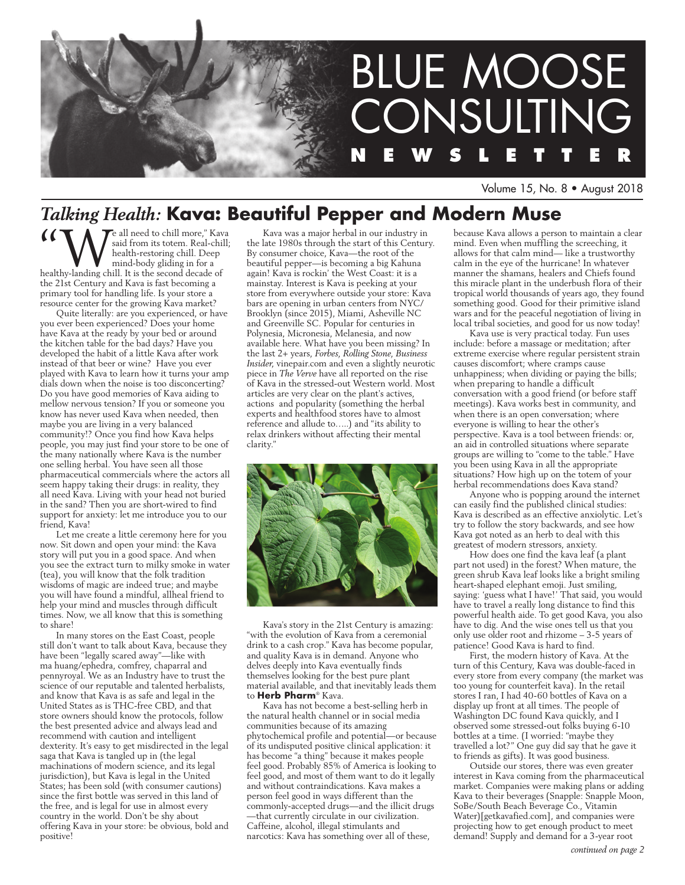# BLUE MOOSE CONSULTING NEWSLETTER

Volume 15, No. 8 • August 2018

## *Talking Health:* Kava: Beautiful Pepper and Modern Muse

"We all need to chill more," Kava said from its totem. Real-chill; health-restoring chill. Deep mind-body gliding in for a healthy-landing chill. It is the second decade of the 21st Century and Kava is fast becoming a primary tool for handling life. Is your store a resource center for the growing Kava market?

Quite literally: are you experienced, or have you ever been experienced? Does your home have Kava at the ready by your bed or around the kitchen table for the bad days? Have you developed the habit of a little Kava after work instead of that beer or wine? Have you ever played with Kava to learn how it turns your amp dials down when the noise is too disconcerting? Do you have good memories of Kava aiding to mellow nervous tension? If you or someone you know has never used Kava when needed, then maybe you are living in a very balanced community!? Once you find how Kava helps people, you may just find your store to be one of the many nationally where Kava is the number one selling herbal. You have seen all those pharmaceutical commercials where the actors all seem happy taking their drugs: in reality, they all need Kava. Living with your head not buried in the sand? Then you are short-wired to find support for anxiety: let me introduce you to our friend, Kava!

Let me create a little ceremony here for you now. Sit down and open your mind: the Kava story will put you in a good space. And when you see the extract turn to milky smoke in water (tea), you will know that the folk tradition wisdoms of magic are indeed true; and maybe you will have found a mindful, allheal friend to help your mind and muscles through difficult times. Now, we all know that this is something to share!

In many stores on the East Coast, people still don't want to talk about Kava, because they have been "legally scared away"—like with ma huang/ephedra, comfrey, chaparral and pennyroyal. We as an Industry have to trust the science of our reputable and talented herbalists, and know that Kava is as safe and legal in the United States as is THC-free CBD, and that store owners should know the protocols, follow the best presented advice and always lead and recommend with caution and intelligent dexterity. It's easy to get misdirected in the legal saga that Kava is tangled up in (the legal machinations of modern science, and its legal jurisdiction), but Kava is legal in the United States; has been sold (with consumer cautions) since the first bottle was served in this land of the free, and is legal for use in almost every country in the world. Don't be shy about offering Kava in your store: be obvious, bold and positive!

Kava was a major herbal in our industry in the late 1980s through the start of this Century. By consumer choice, Kava—the root of the beautiful pepper—is becoming a big Kahuna again! Kava is rockin' the West Coast: it is a mainstay. Interest is Kava is peeking at your store from everywhere outside your store: Kava bars are opening in urban centers from NYC/Brooklyn (since 2015), Miami, Asheville NC and Greenville SC. Popular for centuries in Polynesia, Micronesia, Melanesia, and now available here. What have you been missing? In the last 2+ years, *Forbes*, *Rolling Stone*, *Business Insider*, vinepair.com and even a slightly neurotic piece in *The Verve* have all reported on the rise of Kava in the stressed-out Western world. Most articles are very clear on the plant's actives, actions and popularity (something the herbal experts and healthfood stores have to almost reference and allude to.....) and "its ability to relax drinkers without affecting their mental clarity."

Kava's story in the 21st Century is amazing: "with the evolution of Kava from a ceremonial drink to a cash crop." Kava has become popular, and quality Kava is in demand. Anyone who delves deeply into Kava eventually finds themselves looking for the best pure plant material available, and that inevitably leads them to **Herb Pharm**® Kava.

Kava has not become a best-selling herb in the natural health channel or in social media communities because of its amazing phytochemical profile and potential—or because of its undisputed positive clinical application: it has become "a thing" because it makes people feel good. Probably 85% of America is looking to feel good, and most of them want to do it legally and without contraindications. Kava makes a person feel good in ways different than the commonly-accepted drugs—and the illicit drugs—that currently circulate in our civilization. Caffeine, alcohol, illegal stimulants and narcotics: Kava has something over all of these, because Kava allows a person to maintain a clear mind. Even when muffling the screeching, it allows for that calm mind— like a trustworthy calm in the eye of the hurricane! In whatever manner the shamans, healers and Chiefs found this miracle plant in the underbush flora of their tropical world thousands of years ago, they found something good. Good for their primitive island wars and for the peaceful negotiation of living in local tribal societies, and good for us now today!

Kava use is very practical today. Fun uses include: before a massage or meditation; after extreme exercise where regular persistent strain causes discomfort; where cramps cause unhappiness; when dividing or paying the bills; when preparing to handle a difficult conversation with a good friend (or before staff meetings). Kava works best in community, and when there is an open conversation; where everyone is willing to hear the other's perspective. Kava is a tool between friends: or, an aid in controlled situations where separate groups are willing to "come to the table." Have you been using Kava in all the appropriate situations? How high up on the totem of your herbal recommendations does Kava stand?

Anyone who is popping around the internet can easily find the published clinical studies: Kava is described as an effective anxiolytic. Let's try to follow the story backwards, and see how Kava got noted as an herb to deal with this greatest of modern stressors, anxiety.

How does one find the kava leaf (a plant part not used) in the forest? When mature, the green shrub Kava leaf looks like a bright smiling heart-shaped elephant emoji. Just smiling, saying: 'guess what I have!' That said, you would have to travel a really long distance to find this powerful health aide. To get good Kava, you also have to dig. And the wise ones tell us that you only use older root and rhizome – 3-5 years of patience! Good Kava is hard to find.

First, the modern history of Kava. At the turn of this Century, Kava was double-faced in every store from every company (the market was too young for counterfeit kava). In the retail stores I ran, I had 40-60 bottles of Kava on a display up front at all times. The people of Washington DC found Kava quickly, and I observed some stressed-out folks buying 6-10 bottles at a time. (I worried: "maybe they travelled a lot?" One guy did say that he gave it to friends as gifts). It was good business.

Outside our stores, there was even greater interest in Kava coming from the pharmaceutical market. Companies were making plans or adding Kava to their beverages (Snapple: Snapple Moon, SoBe/South Beach Beverage Co., Vitamin Water)[getkavafied.com], and companies were projecting how to get enough product to meet demand! Supply and demand for a 3-year root

*continued on page 2*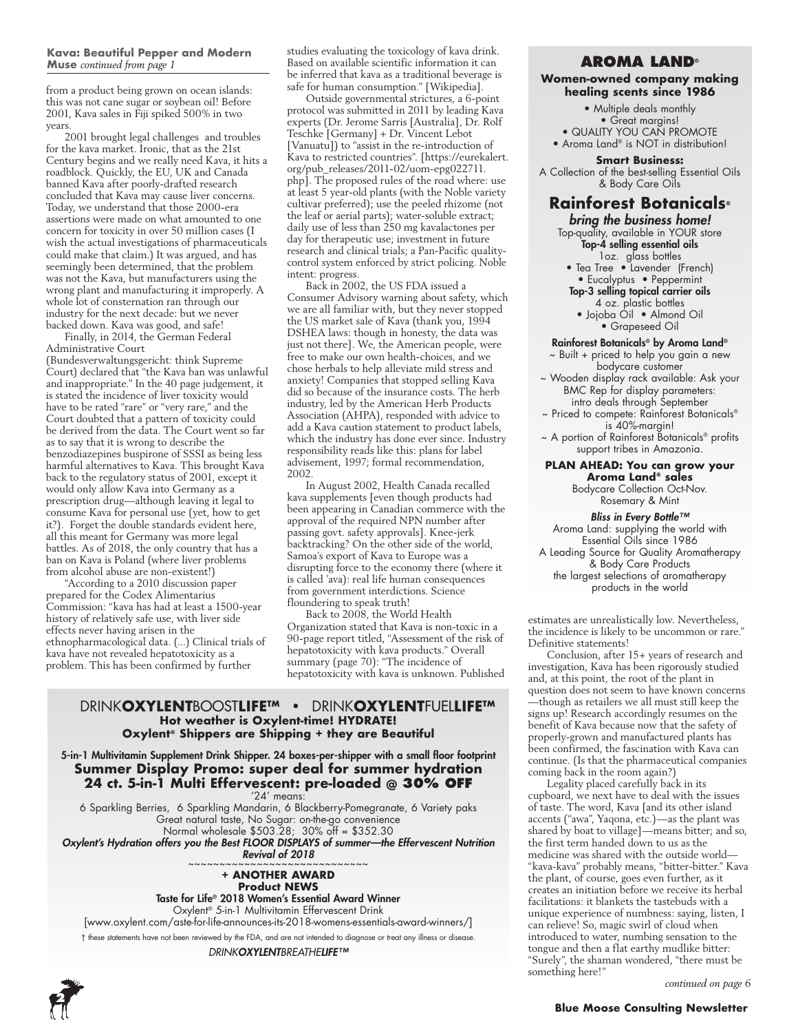**Kava: Beautiful Pepper and Modern Muse** *continued from page 1*

from a product being grown on ocean islands: this was not cane sugar or soybean oil! Before 2001, Kava sales in Fiji spiked 500% in two years.

2001 brought legal challenges and troubles for the kava market. Ironic, that as the 21st Century begins and we really need Kava, it hits a roadblock. Quickly, the EU, UK and Canada banned Kava after poorly-drafted research concluded that Kava may cause liver concerns. Today, we understand that those 2000-era assertions were made on what amounted to one concern for toxicity in over 50 million cases (I wish the actual investigations of pharmaceuticals could make that claim.) It was argued, and has seemingly been determined, that the problem was not the Kava, but manufacturers using the wrong plant and manufacturing it improperly. A whole lot of consternation ran through our industry for the next decade: but we never backed down. Kava was good, and safe!

Finally, in 2014, the German Federal Administrative Court (Bundesverwaltungsgericht: think Supreme Court) declared that "the Kava ban was unlawful and inappropriate." In the 40 page judgement, it is stated the incidence of liver toxicity would have to be rated "rare" or "very rare," and the Court doubted that a pattern of toxicity could be derived from the data. The Court went so far as to say that it is wrong to describe the benzodiazepines buspirone of SSSI as being less harmful alternatives to Kava. This brought Kava back to the regulatory status of 2001, except it would only allow Kava into Germany as a prescription drug—although leaving it legal to consume Kava for personal use (yet, how to get it?). Forget the double standards evident here, all this meant for Germany was more legal battles. As of 2018, the only country that has a ban on Kava is Poland (where liver problems from alcohol abuse are non-existent!)

"According to a 2010 discussion paper prepared for the Codex Alimentarius Commission: "kava has had at least a 1500-year history of relatively safe use, with liver side effects never having arisen in the ethnopharmacological data. (...) Clinical trials of kava have not revealed hepatotoxicity as a problem. This has been confirmed by further studies evaluating the toxicology of kava drink. Based on available scientific information it can be inferred that kava as a traditional beverage is safe for human consumption." [Wikipedia].

Outside governmental strictures, a 6-point protocol was submitted in 2011 by leading Kava experts (Dr. Jerome Sarris [Australia], Dr. Rolf Teschke [Germany] + Dr. Vincent Lebot [Vanuatu]) to "assist in the re-introduction of Kava to restricted countries". [https://eurekalert.org/pub_releases/2011-02/uom-epg022711.php]. The proposed rules of the road where: use at least 5 year-old plants (with the Noble variety cultivar preferred); use the peeled rhizome (not the leaf or aerial parts); water-soluble extract; daily use of less than 250 mg kavalactones per day for therapeutic use; investment in future research and clinical trials; a Pan-Pacific quality-control system enforced by strict policing. Noble intent: progress.

Back in 2002, the US FDA issued a Consumer Advisory warning about safety, which we are all familiar with, but they never stopped the US market sale of Kava (thank you, 1994 DSHEA laws: though in honesty, the data was just not there]. We, the American people, were free to make our own health-choices, and we chose herbals to help alleviate mild stress and anxiety! Companies that stopped selling Kava did so because of the insurance costs. The herb industry, led by the American Herb Products Association (AHPA), responded with advice to add a Kava caution statement to product labels, which the industry has done ever since. Industry responsibility reads like this: plans for label advisement, 1997; formal recommendation, 2002.

In August 2002, Health Canada recalled kava supplements [even though products had been appearing in Canadian commerce with the approval of the required NPN number after passing govt. safety approvals]. Knee-jerk backtracking? On the other side of the world, Samoa's export of Kava to Europe was a disrupting force to the economy there (where it is called 'ava): real life human consequences from government interdictions. Science floundering to speak truth!

Back to 2008, the World Health Organization stated that Kava is non-toxic in a 90-page report titled, "Assessment of the risk of hepatotoxicity with kava products." Overall summary (page 70): "The incidence of hepatotoxicity with kava is unknown. Published estimates are unrealistically low. Nevertheless, the incidence is likely to be uncommon or rare." Definitive statements!

Conclusion, after 15+ years of research and investigation, Kava has been rigorously studied and, at this point, the root of the plant in question does not seem to have known concerns —though as retailers we all must still keep the signs up! Research accordingly resumes on the benefit of Kava because now that the safety of properly-grown and manufactured plants has been confirmed, the fascination with Kava can continue. (Is that the pharmaceutical companies coming back in the room again?)

Legality placed carefully back in its cupboard, we next have to deal with the issues of taste. The word, Kava [and its other island accents ("awa", Yaqona, etc.)—as the plant was shared by boat to village]—means bitter; and so, the first term handed down to us as the medicine was shared with the outside world—"kava-kava" probably means, "bitter-bitter." Kava the plant, of course, goes even further, as it creates an initiation before we receive its herbal facilitations: it blankets the tastebuds with a unique experience of numbness: saying, listen, I can relieve! So, magic swirl of cloud when introduced to water, numbing sensation to the tongue and then a flat earthy mudlike bitter: "Surely", the shaman wondered, "there must be something here!"

*continued on page 6*

---

## AROMA LAND®

**Women-owned company making healing scents since 1986**

- Multiple deals monthly
- Great margins!
- QUALITY YOU CAN PROMOTE
- Aroma Land® is NOT in distribution!

**Smart Business:**
A Collection of the best-selling Essential Oils & Body Care Oils

## Rainforest Botanicals®

***bring the business home!***

Top-quality, available in YOUR store

**Top-4 selling essential oils**
1oz. glass bottles
- Tea Tree • Lavender (French)
- Eucalyptus • Peppermint

**Top-3 selling topical carrier oils**
4 oz. plastic bottles
- Jojoba Oil • Almond Oil
- Grapeseed Oil

**Rainforest Botanicals® by Aroma Land®**
~ Built + priced to help you gain a new bodycare customer
~ Wooden display rack available: Ask your BMC Rep for display parameters: intro deals through September
~ Priced to compete: Rainforest Botanicals® is 40%-margin!
~ A portion of Rainforest Botanicals® profits support tribes in Amazonia.

**PLAN AHEAD: You can grow your Aroma Land® sales**
Bodycare Collection Oct-Nov.
Rosemary & Mint

***Bliss in Every Bottle™***
Aroma Land: supplying the world with Essential Oils since 1986
A Leading Source for Quality Aromatherapy & Body Care Products
the largest selections of aromatherapy products in the world

---

DRINK**OXYLENT**BOOST**LIFE™** • DRINK**OXYLENT**FUEL**LIFE™**

**Hot weather is Oxylent-time! HYDRATE!**
**Oxylent® Shippers are Shipping + they are Beautiful**

5-in-1 Multivitamin Supplement Drink Shipper. 24 boxes-per-shipper with a small floor footprint

**Summer Display Promo: super deal for summer hydration**
**24 ct. 5-in-1 Multi Effervescent: pre-loaded @ 30% OFF**

'24' means:
6 Sparkling Berries, 6 Sparkling Mandarin, 6 Blackberry-Pomegranate, 6 Variety paks
Great natural taste, No Sugar: on-the-go convenience
Normal wholesale $503.28; 30% off = $352.30

***Oxylent's Hydration offers you the Best FLOOR DISPLAYS of summer—the Effervescent Nutrition Revival of 2018***

~~~~~~~~~~~~~~~~~~~~~~~~~~~~

**+ ANOTHER AWARD**
**Product NEWS**
Taste for Life® 2018 Women's Essential Award Winner
Oxylent® 5-in-1 Multivitamin Effervescent Drink
[www.oxylent.com/aste-for-life-announces-its-2018-womens-essentials-award-winners/]

† these statements have not been reviewed by the FDA, and are not intended to diagnose or treat any illness or disease.

*DRINK**OXYLENT**BREATHE**LIFE™***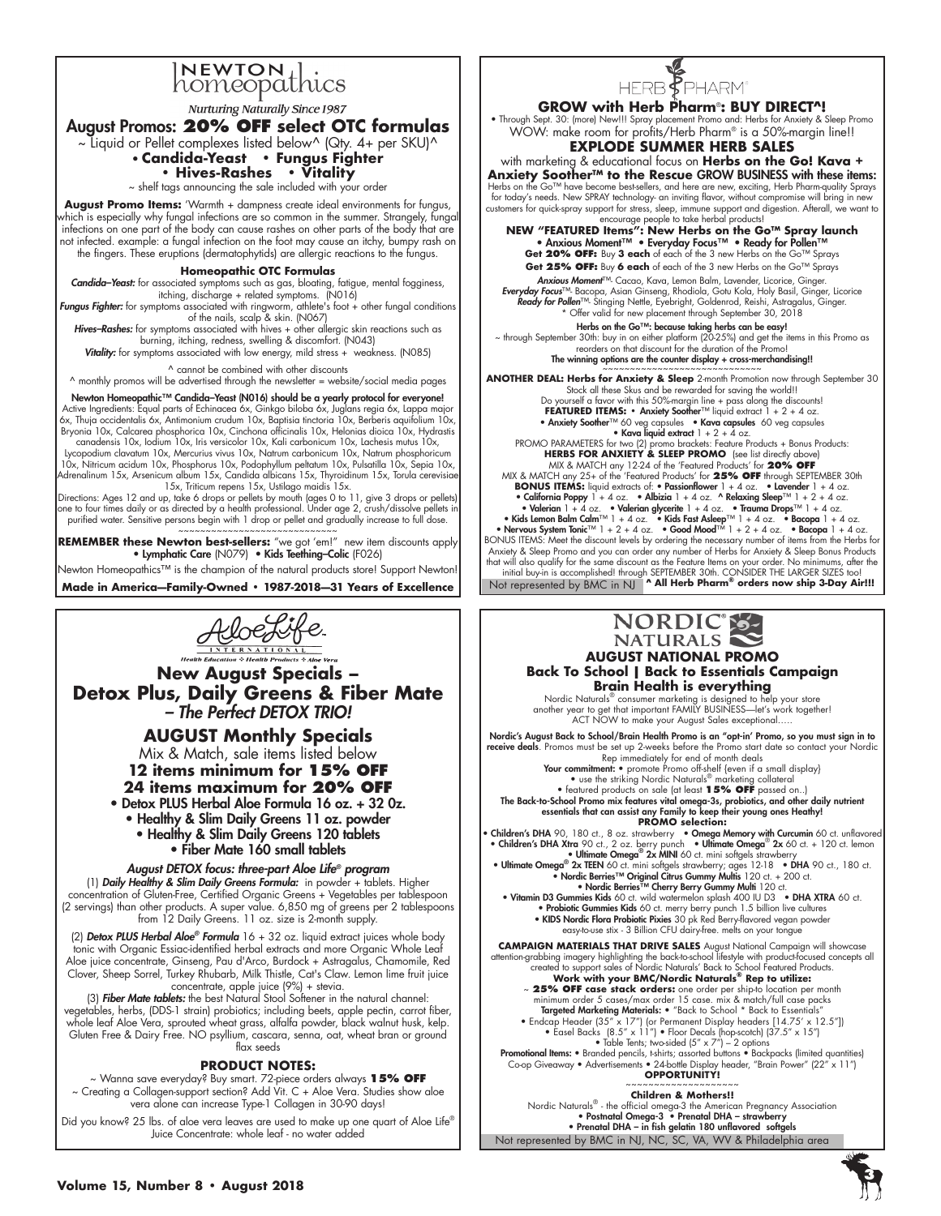# Newton homeopathics

*Nurturing Naturally Since 1987*

## August Promos: **20% OFF select OTC formulas**

~ Liquid or Pellet complexes listed below^ (Qty. 4+ per SKU)^

- **Candida-Yeast**
- **Fungus Fighter**
- **Hives-Rashes**
- **Vitality**

~ shelf tags announcing the sale included with your order

**August Promo Items:** 'Warmth + dampness create ideal environments for fungus, which is especially why fungal infections are so common in the summer. Strangely, fungal infections on one part of the body can cause rashes on other parts of the body that are not infected. example: a fungal infection on the foot may cause an itchy, bumpy rash on the fingers. These eruptions (dermatophytids) are allergic reactions to the fungus.

**Homeopathic OTC Formulas**

***Candida–Yeast:*** for associated symptoms such as gas, bloating, fatigue, mental fogginess, itching, discharge + related symptoms. (N016)

***Fungus Fighter:*** for symptoms associated with ringworm, athlete's foot + other fungal conditions of the nails, scalp & skin. (N067)

***Hives–Rashes:*** for symptoms associated with hives + other allergic skin reactions such as burning, itching, redness, swelling & discomfort. (N043)

***Vitality:*** for symptoms associated with low energy, mild stress + weakness. (N085)

^ cannot be combined with other discounts

^ monthly promos will be advertised through the newsletter = website/social media pages

**Newton Homeopathic™ Candida–Yeast (N016) should be a yearly protocol for everyone!**
Active Ingredients: Equal parts of Echinacea 6x, Ginkgo biloba 6x, Juglans regia 6x, Lappa major 6x, Thuja occidentalis 6x, Antimonium crudum 10x, Baptisia tinctoria 10x, Berberis aquifolium 10x, Bryonia 10x, Calcarea phosphorica 10x, Cinchona officinalis 10x, Helonias dioica 10x, Hydrastis canadensis 10x, Iodium 10x, Iris versicolor 10x, Kali carbonicum 10x, Lachesis mutus 10x, Lycopodium clavatum 10x, Mercurius vivus 10x, Natrum carbonicum 10x, Natrum phosphoricum 10x, Nitricum acidum 10x, Phosphorus 10x, Podophyllum peltatum 10x, Pulsatilla 10x, Sepia 10x, Adrenalinum 15x, Arsenicum album 15x, Candida albicans 15x, Thyroidinum 15x, Torula cerevisiae 15x, Triticum repens 15x, Ustilago maidis 15x.

Directions: Ages 12 and up, take 6 drops or pellets by mouth (ages 0 to 11, give 3 drops or pellets) one to four times daily or as directed by a health professional. Under age 2, crush/dissolve pellets in purified water. Sensitive persons begin with 1 drop or pellet and gradually increase to full dose.

~~~~~~~~~~~~~~~~~~~~~~~~~~~~~

**REMEMBER these Newton best-sellers:** "we got 'em!" new item discounts apply

- **Lymphatic Care** (N079)
- **Kids Teething–Colic** (F026)

Newton Homeopathics™ is the champion of the natural products store! Support Newton!

**Made in America—Family-Owned • 1987-2018—31 Years of Excellence**

---

# HERB PHARM®

## GROW with Herb Pharm®: BUY DIRECT^!

• Through Sept. 30: (more) New!!! Spray placement Promo and: Herbs for Anxiety & Sleep Promo

WOW: make room for profits/Herb Pharm® is a 50%-margin line!!

**EXPLODE SUMMER HERB SALES**

with marketing & educational focus on **Herbs on the Go! Kava + Anxiety Soother™ to the Rescue** GROW BUSINESS with these items:

Herbs on the Go™ have become best-sellers, and here are new, exciting, Herb Pharm-quality Sprays for today's needs. New SPRAY technology- an inviting flavor, without compromise will bring in new customers for quick-spray support for stress, sleep, immune support and digestion. Afterall, we want to encourage people to take herbal products!

**NEW "FEATURED Items": New Herbs on the Go™ Spray launch**

- **Anxious Moment™**
- **Everyday Focus™**
- **Ready for Pollen™**

**Get 20% OFF:** Buy **3 each** of each of the 3 new Herbs on the Go™ Sprays

**Get 25% OFF:** Buy **6 each** of each of the 3 new Herbs on the Go™ Sprays

***Anxious Moment***™- Cacao, Kava, Lemon Balm, Lavender, Licorice, Ginger.
***Everyday Focus***™- Bacopa, Asian Ginseng, Rhodiola, Gotu Kola, Holy Basil, Ginger, Licorice
***Ready for Pollen***™- Stinging Nettle, Eyebright, Goldenrod, Reishi, Astragalus, Ginger.
\* Offer valid for new placement through September 30, 2018

**Herbs on the Go™: because taking herbs can be easy!**

~ through September 30th: buy in on either platform (20-25%) and get the items in this Promo as reorders on that discount for the duration of the Promo!

**The winning options are the counter display + cross-merchandising!!**

~~~~~~~~~~~~~~~~~~~~~~~~~~~~~

**ANOTHER DEAL: Herbs for Anxiety & Sleep** 2-month Promotion now through September 30

Stock all these Skus and be rewarded for saving the world!!
Do yourself a favor with this 50%-margin line + pass along the discounts!

**FEATURED ITEMS:** • **Anxiety Soother**™ liquid extract 1 + 2 + 4 oz.
• **Anxiety Soother**™ 60 veg capsules • **Kava capsules** 60 veg capsules
• **Kava liquid extract** 1 + 2 + 4 oz.

PROMO PARAMETERS for two (2) promo brackets: Feature Products + Bonus Products:

**HERBS FOR ANXIETY & SLEEP PROMO** (see list directly above)

MIX & MATCH any 12-24 of the 'Featured Products' for **20% OFF**

MIX & MATCH any 25+ of the 'Featured Products' for **25% OFF** through SEPTEMBER 30th

**BONUS ITEMS:** liquid extracts of: • **Passionflower** 1 + 4 oz. • **Lavender** 1 + 4 oz.
• **California Poppy** 1 + 4 oz. • **Albizia** 1 + 4 oz. • **^ Relaxing Sleep**™ 1 + 2 + 4 oz.
• **Valerian** 1 + 4 oz. • **Valerian glycerite** 1 + 4 oz. • **Trauma Drops**™ 1 + 4 oz.
• **Kids Lemon Balm Calm**™ 1 + 4 oz. • **Kids Fast Asleep**™ 1 + 4 oz. • **Bacopa** 1 + 4 oz.
• **Nervous System Tonic**™ 1 + 2 + 4 oz. • **Good Mood**™ 1 + 2 + 4 oz. • **Bacopa** 1 + 4 oz.

BONUS ITEMS: Meet the discount levels by ordering the necessary number of items from the Herbs for Anxiety & Sleep Promo and you can order any number of Herbs for Anxiety & Sleep Bonus Products that will also qualify for the same discount as the Feature Items on your order. No minimums, after the initial buy-in is accomplished! through SEPTEMBER 30th. CONSIDER THE LARGER SIZES too!

Not represented by BMC in NJ **^ All Herb Pharm® orders now ship 3-Day Air!!!**

---

# AloeLife International

*Health Education ❖ Health Products ❖ Aloe Vera*

## New August Specials – Detox Plus, Daily Greens & Fiber Mate – *The Perfect DETOX TRIO!*

## AUGUST Monthly Specials

Mix & Match, sale items listed below

**12 items minimum for 15% OFF**
**24 items maximum for 20% OFF**

- Detox PLUS Herbal Aloe Formula 16 oz. + 32 0z.
- Healthy & Slim Daily Greens 11 oz. powder
- Healthy & Slim Daily Greens 120 tablets
- Fiber Mate 160 small tablets

***August DETOX focus: three-part Aloe Life® program***

(1) ***Daily Healthy & Slim Daily Greens Formula:*** in powder + tablets. Higher concentration of Gluten-Free, Certified Organic Greens + Vegetables per tablespoon (2 servings) than other products. A super value. 6,850 mg of greens per 2 tablespoons from 12 Daily Greens. 11 oz. size is 2-month supply.

(2) ***Detox PLUS Herbal Aloe® Formula*** 16 + 32 oz. liquid extract juices whole body tonic with Organic Essiac-identified herbal extracts and more Organic Whole Leaf Aloe juice concentrate, Ginseng, Pau d'Arco, Burdock + Astragalus, Chamomile, Red Clover, Sheep Sorrel, Turkey Rhubarb, Milk Thistle, Cat's Claw. Lemon lime fruit juice concentrate, apple juice (9%) + stevia.

(3) ***Fiber Mate tablets:*** the best Natural Stool Softener in the natural channel: vegetables, herbs, (DDS-1 strain) probiotics; including beets, apple pectin, carrot fiber, whole leaf Aloe Vera, sprouted wheat grass, alfalfa powder, black walnut husk, kelp. Gluten Free & Dairy Free. NO psyllium, cascara, senna, oat, wheat bran or ground flax seeds

### PRODUCT NOTES:

~ Wanna save everyday? Buy smart. 72-piece orders always **15% OFF**

~ Creating a Collagen-support section? Add Vit. C + Aloe Vera. Studies show aloe vera alone can increase Type-1 Collagen in 30-90 days!

Did you know? 25 lbs. of aloe vera leaves are used to make up one quart of Aloe Life® Juice Concentrate: whole leaf - no water added

---

# NORDIC® NATURALS

## AUGUST NATIONAL PROMO

### Back To School | Back to Essentials Campaign

### Brain Health is everything

Nordic Naturals® consumer marketing is designed to help your store another year to get that important FAMILY BUSINESS—let's work together! ACT NOW to make your August Sales exceptional.....

**Nordic's August Back to School/Brain Health Promo is an "opt-in' Promo, so you must sign in to receive deals**. Promos must be set up 2-weeks before the Promo start date so contact your Nordic Rep immediately for end of month deals

**Your commitment:** • promote Promo off-shelf {even if a small display}
• use the striking Nordic Naturals® marketing collateral
• featured products on sale (at least **15% OFF** passed on..)

**The Back-to-School Promo mix features vital omega-3s, probiotics, and other daily nutrient essentials that can assist any Family to keep their young ones Healthy!**

**PROMO selection:**

- **Children's DHA** 90, 180 ct., 8 oz. strawberry • **Omega Memory with Curcumin** 60 ct. unflavored
- **Children's DHA Xtra** 90 ct., 2 oz. berry punch • **Ultimate Omega® 2x** 60 ct. + 120 ct. lemon
- **Ultimate Omega® 2x MINI** 60 ct. mini softgels strawberry
- **Ultimate Omega® 2x TEEN** 60 ct. mini softgels strawberry; ages 12-18 • **DHA** 90 ct., 180 ct.
- **Nordic Berries™ Original Citrus Gummy Multis** 120 ct. + 200 ct.
- **Nordic Berries™ Cherry Berry Gummy Multi** 120 ct.
- **Vitamin D3 Gummies Kids** 60 ct. wild watermelon splash 400 IU D3 • **DHA XTRA** 60 ct.
- **Probiotic Gummies Kids** 60 ct. merry berry punch 1.5 billion live cultures
- **KIDS Nordic Flora Probiotic Pixies** 30 pk Red Berry-flavored vegan powder easy-to-use stix - 3 Billion CFU dairy-free. melts on your tongue

**CAMPAIGN MATERIALS THAT DRIVE SALES** August National Campaign will showcase attention-grabbing imagery highlighting the back-to-school lifestyle with product-focused concepts all created to support sales of Nordic Naturals' Back to School Featured Products.

**Work with your BMC/Nordic Naturals® Rep to utilize:**

~ **25% OFF case stack orders:** one order per ship-to location per month minimum order 5 cases/max order 15 case. mix & match/full case packs

**Targeted Marketing Materials:** • "Back to School * Back to Essentials"
• Endcap Header (35" x 17") (or Permanent Display headers [14.75' x 12.5"])
• Easel Backs (8.5" x 11") • Floor Decals (hop-scotch) (37.5" x 15")
• Table Tents; two-sided (5" x 7") – 2 options

**Promotional Items:** • Branded pencils, t-shirts; assorted buttons • Backpacks (limited quantities)
Co-op Giveaway • Advertisements • 24-bottle Display header, "Brain Power" (22" x 11")

**OPPORTUNITY!**

~~~~~~~~~~~~~~~~~~~

**Children & Mothers!!**

Nordic Naturals® - the official omega-3 the American Pregnancy Association
• **Postnatal Omega-3** • **Prenatal DHA – strawberry**
• **Prenatal DHA – in fish gelatin 180 unflavored softgels**

Not represented by BMC in NJ, NC, SC, VA, WV & Philadelphia area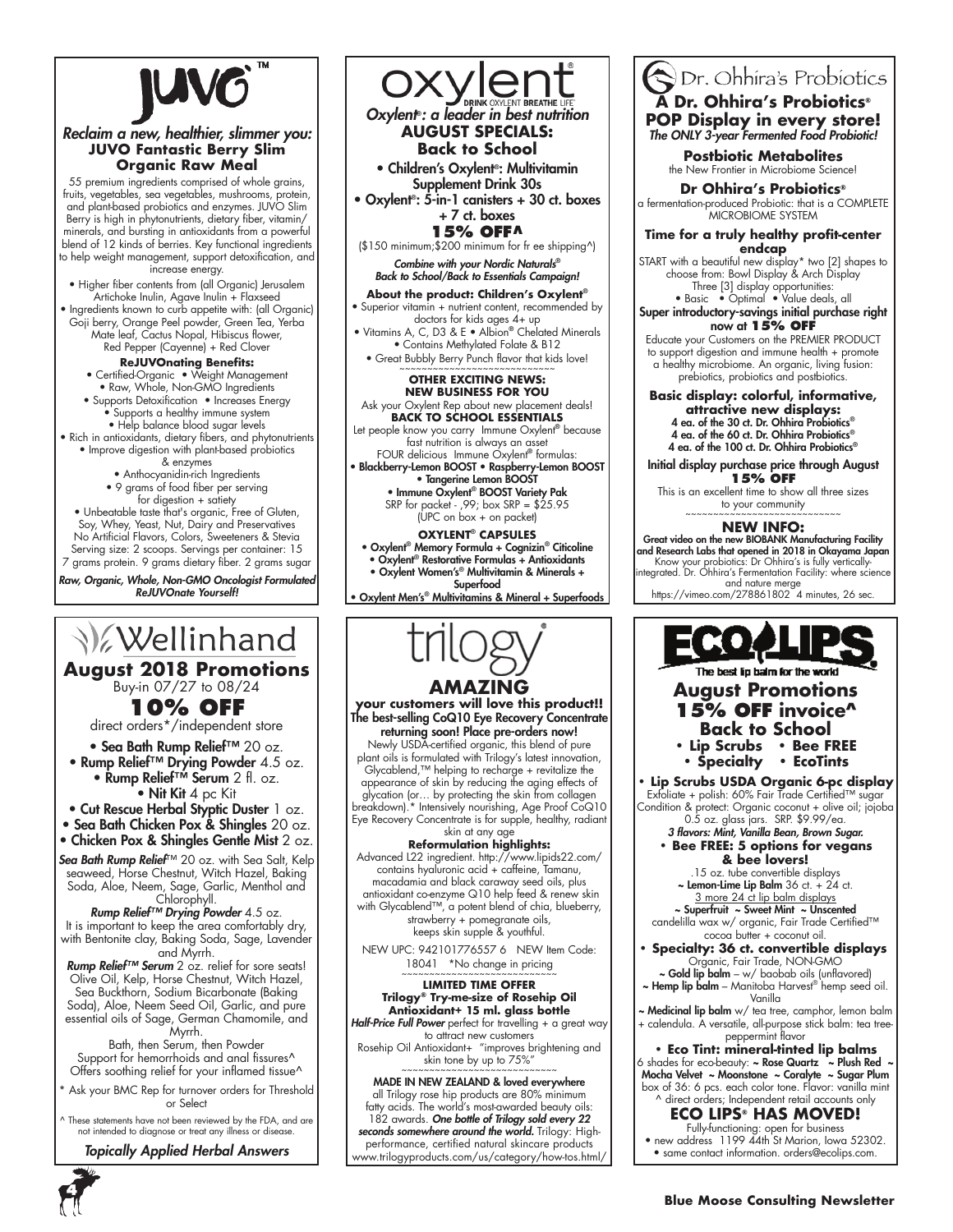# JUVO™

***Reclaim a new, healthier, slimmer you:***

**JUVO Fantastic Berry Slim Organic Raw Meal**

55 premium ingredients comprised of whole grains, fruits, vegetables, sea vegetables, mushrooms, protein, and plant-based probiotics and enzymes. JUVO Slim Berry is high in phytonutrients, dietary fiber, vitamin/minerals, and bursting in antioxidants from a powerful blend of 12 kinds of berries. Key functional ingredients to help weight management, support detoxification, and increase energy.

- Higher fiber contents from (all Organic) Jerusalem Artichoke Inulin, Agave Inulin + Flaxseed
- Ingredients known to curb appetite with: (all Organic) Goji berry, Orange Peel powder, Green Tea, Yerba Mate leaf, Cactus Nopal, Hibiscus flower, Red Pepper (Cayenne) + Red Clover

**ReJUVOnating Benefits:**

- Certified-Organic • Weight Management
- Raw, Whole, Non-GMO Ingredients
- Supports Detoxification • Increases Energy
- Supports a healthy immune system
- Help balance blood sugar levels
- Rich in antioxidants, dietary fibers, and phytonutrients
- Improve digestion with plant-based probiotics & enzymes
- Anthocyanidin-rich Ingredients
- 9 grams of food fiber per serving for digestion + satiety
- Unbeatable taste that's organic, Free of Gluten, Soy, Whey, Yeast, Nut, Dairy and Preservatives

No Artificial Flavors, Colors, Sweeteners & Stevia

Serving size: 2 scoops. Servings per container: 15

7 grams protein. 9 grams dietary fiber. 2 grams sugar

***Raw, Organic, Whole, Non-GMO Oncologist Formulated ReJUVOnate Yourself!***

---

# oxylent®

DRINK OXYLENT BREATHE LIFE®

***Oxylent®: a leader in best nutrition***

## AUGUST SPECIALS: Back to School

- Children's Oxylent®: Multivitamin Supplement Drink 30s
- Oxylent®: 5-in-1 canisters + 30 ct. boxes + 7 ct. boxes

**15% OFF^**

($150 minimum;$200 minimum for fr ee shipping^)

***Combine with your Nordic Naturals® Back to School/Back to Essentials Campaign!***

**About the product: Children's Oxylent®**

- Superior vitamin + nutrient content, recommended by doctors for kids ages 4+ up
- Vitamins A, C, D3 & E • Albion® Chelated Minerals
- Contains Methylated Folate & B12
- Great Bubbly Berry Punch flavor that kids love!

~~~~~~~~~~~~~~~~~~~~~~~~~~~

**OTHER EXCITING NEWS: NEW BUSINESS FOR YOU**

Ask your Oxylent Rep about new placement deals!

**BACK TO SCHOOL ESSENTIALS**

Let people know you carry Immune Oxylent® because fast nutrition is always an asset

FOUR delicious Immune Oxylent® formulas:

- Blackberry-Lemon BOOST • Raspberry-Lemon BOOST
- Tangerine Lemon BOOST
- Immune Oxylent® BOOST Variety Pak

SRP for packet - ,99; box SRP = $25.95

(UPC on box + on packet)

**OXYLENT® CAPSULES**

- Oxylent® Memory Formula + Cognizin® Citicoline
- Oxylent® Restorative Formulas + Antioxidants
- Oxylent Women's® Multivitamin & Minerals + Superfood
- Oxylent Men's® Multivitamins & Mineral + Superfoods

---

# Dr. Ohhira's Probiotics

## A Dr. Ohhira's Probiotics® POP Display in every store!

***The ONLY 3-year Fermented Food Probiotic!***

**Postbiotic Metabolites**

the New Frontier in Microbiome Science!

**Dr Ohhira's Probiotics®**

a fermentation-produced Probiotic: that is a COMPLETE MICROBIOME SYSTEM

**Time for a truly healthy profit-center endcap**

START with a beautiful new display* two [2] shapes to choose from: Bowl Display & Arch Display

Three [3] display opportunities:

• Basic • Optimal • Value deals, all

**Super introductory-savings initial purchase right now at 15% OFF**

Educate your Customers on the PREMIER PRODUCT to support digestion and immune health + promote a healthy microbiome. An organic, living fusion: prebiotics, probiotics and postbiotics.

**Basic display: colorful, informative, attractive new displays:**

4 ea. of the 30 ct. Dr. Ohhira Probiotics®

4 ea. of the 60 ct. Dr. Ohhira Probiotics®

4 ea. of the 100 ct. Dr. Ohhira Probiotics®

**Initial display purchase price through August 15% OFF**

This is an excellent time to show all three sizes to your community

~~~~~~~~~~~~~~~~~~~~~~~~~~~

**NEW INFO:**

**Great video on the new BIOBANK Manufacturing Facility and Research Labs that opened in 2018 in Okayama Japan**

Know your probiotics: Dr Ohhira's is fully vertically-integrated. Dr. Ohhira's Fermentation Facility: where science and nature merge

https://vimeo.com/278861802 4 minutes, 26 sec.

---

# Wellinhand

## August 2018 Promotions

Buy-in 07/27 to 08/24

**10% OFF**

direct orders*/independent store

- Sea Bath Rump Relief™ 20 oz.
- Rump Relief™ Drying Powder 4.5 oz.
- Rump Relief™ Serum 2 fl. oz.
- Nit Kit 4 pc Kit
- Cut Rescue Herbal Styptic Duster 1 oz.
- Sea Bath Chicken Pox & Shingles 20 oz.
- Chicken Pox & Shingles Gentle Mist 2 oz.

***Sea Bath Rump Relief™*** 20 oz. with Sea Salt, Kelp seaweed, Horse Chestnut, Witch Hazel, Baking Soda, Aloe, Neem, Sage, Garlic, Menthol and Chlorophyll.

***Rump Relief™ Drying Powder*** 4.5 oz.

It is important to keep the area comfortably dry, with Bentonite clay, Baking Soda, Sage, Lavender and Myrrh.

***Rump Relief™ Serum*** 2 oz. relief for sore seats! Olive Oil, Kelp, Horse Chestnut, Witch Hazel, Sea Buckthorn, Sodium Bicarbonate (Baking Soda), Aloe, Neem Seed Oil, Garlic, and pure essential oils of Sage, German Chamomile, and Myrrh.

Bath, then Serum, then Powder

Support for hemorrhoids and anal fissures^

Offers soothing relief for your inflamed tissue^

\* Ask your BMC Rep for turnover orders for Threshold or Select

^ These statements have not been reviewed by the FDA, and are not intended to diagnose or treat any illness or disease.

***Topically Applied Herbal Answers***

---

# trilogy®

## AMAZING

**your customers will love this product!!**

**The best-selling CoQ10 Eye Recovery Concentrate returning soon! Place pre-orders now!**

Newly USDA-certified organic, this blend of pure plant oils is formulated with Trilogy's latest innovation, Glycablend,™ helping to recharge + revitalize the appearance of skin by reducing the aging effects of glycation (or… by protecting the skin from collagen breakdown).* Intensively nourishing, Age Proof CoQ10 Eye Recovery Concentrate is for supple, healthy, radiant skin at any age

**Reformulation highlights:**

Advanced L22 ingredient. http://www.lipids22.com/ contains hyaluronic acid + caffeine, Tamanu, macadamia and black caraway seed oils, plus antioxidant co-enzyme Q10 help feed & renew skin with Glycablend™, a potent blend of chia, blueberry, strawberry + pomegranate oils, keeps skin supple & youthful.

NEW UPC: 942101776557 6 NEW Item Code: 18041 *No change in pricing

~~~~~~~~~~~~~~~~~~~~~~~~~~~

**LIMITED TIME OFFER**

**Trilogy® Try-me-size of Rosehip Oil Antioxidant+ 15 ml. glass bottle**

***Half-Price Full Power*** perfect for travelling + a great way to attract new customers

Rosehip Oil Antioxidant+ "improves brightening and skin tone by up to 75%"

~~~~~~~~~~~~~~~~~~~~~~~~~~~

**MADE IN NEW ZEALAND & loved everywhere**

all Trilogy rose hip products are 80% minimum fatty acids. The world's most-awarded beauty oils: 182 awards. ***One bottle of Trilogy sold every 22 seconds somewhere around the world.*** Trilogy: High-performance, certified natural skincare products www.trilogyproducts.com/us/category/how-tos.html/

---

# ECO LIPS

The best lip balm for the world

## August Promotions

**15% OFF invoice^**

## Back to School

- Lip Scrubs • Bee FREE
- Specialty • EcoTints

- **Lip Scrubs USDA Organic 6-pc display**

Exfoliate + polish: 60% Fair Trade Certified™ sugar

Condition & protect: Organic coconut + olive oil; jojoba 0.5 oz. glass jars. SRP. $9.99/ea.

***3 flavors: Mint, Vanilla Bean, Brown Sugar.***

- **Bee FREE: 5 options for vegans & bee lovers!**

.15 oz. tube convertible displays

~ **Lemon-Lime Lip Balm** 36 ct. + 24 ct.

3 more 24 ct lip balm displays

~ **Superfruit** ~ **Sweet Mint** ~ **Unscented**

candelilla wax w/ organic, Fair Trade Certified™ cocoa butter + coconut oil.

- **Specialty: 36 ct. convertible displays**

Organic, Fair Trade, NON-GMO

~ **Gold lip balm** – w/ baobab oils (unflavored)

~ **Hemp lip balm** – Manitoba Harvest® hemp seed oil. Vanilla

~ **Medicinal lip balm** w/ tea tree, camphor, lemon balm + calendula. A versatile, all-purpose stick balm: tea tree-peppermint flavor

- **Eco Tint: mineral-tinted lip balms**

6 shades for eco-beauty: ~ **Rose Quartz** ~ **Plush Red** ~ **Mocha Velvet** ~ **Moonstone** ~ **Coralyte** ~ **Sugar Plum**

box of 36: 6 pcs. each color tone. Flavor: vanilla mint

^ direct orders; Independent retail accounts only

## ECO LIPS® HAS MOVED!

Fully-functioning: open for business

- new address 1199 44th St Marion, Iowa 52302.
- same contact information. orders@ecolips.com.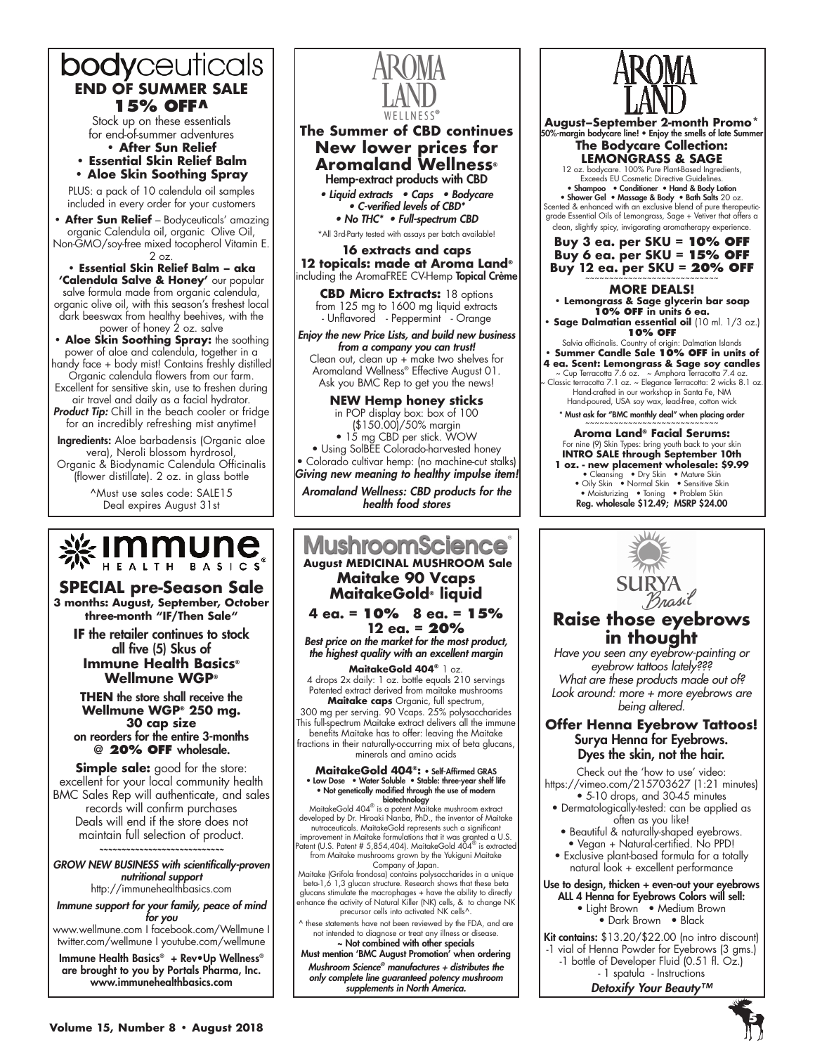## bodyceuticals

### END OF SUMMER SALE 15% OFF^

Stock up on these essentials for end-of-summer adventures

- **After Sun Relief**
- **Essential Skin Relief Balm**
- **Aloe Skin Soothing Spray**

PLUS: a pack of 10 calendula oil samples included in every order for your customers

• **After Sun Relief** – Bodyceuticals' amazing organic Calendula oil, organic Olive Oil, Non-GMO/soy-free mixed tocopherol Vitamin E. 2 oz.

• **Essential Skin Relief Balm – aka 'Calendula Salve & Honey'** our popular salve formula made from organic calendula, organic olive oil, with this season's freshest local dark beeswax from healthy beehives, with the power of honey 2 oz. salve

• **Aloe Skin Soothing Spray:** the soothing power of aloe and calendula, together in a handy face + body mist! Contains freshly distilled Organic calendula flowers from our farm. Excellent for sensitive skin, use to freshen during air travel and daily as a facial hydrator.

***Product Tip:*** Chill in the beach cooler or fridge for an incredibly refreshing mist anytime!

**Ingredients:** Aloe barbadensis (Organic aloe vera), Neroli blossom hyrdrosol, Organic & Biodynamic Calendula Officinalis (flower distillate). 2 oz. in glass bottle

^Must use sales code: SALE15
Deal expires August 31st

## AROMA LAND WELLNESS®

### The Summer of CBD continues
### New lower prices for Aromaland Wellness®

Hemp-extract products with CBD

*• Liquid extracts • Caps • Bodycare*
*• C-verified levels of CBD\**
*• No THC\* • Full-spectrum CBD*

\*All 3rd-Party tested with assays per batch available!

**16 extracts and caps**
**12 topicals: made at Aroma Land®**
including the AromaFREE CV-Hemp **Topical Crème**

**CBD Micro Extracts:** 18 options from 125 mg to 1600 mg liquid extracts
- Unflavored - Peppermint - Orange

***Enjoy the new Price Lists, and build new business from a company you can trust!***
Clean out, clean up + make two shelves for Aromaland Wellness® Effective August 01. Ask you BMC Rep to get you the news!

**NEW Hemp honey sticks**
in POP display box: box of 100 ($150.00)/50% margin
• 15 mg CBD per stick. WOW
• Using SolBEE Colorado-harvested honey
• Colorado cultivar hemp: (no machine-cut stalks)
***Giving new meaning to healthy impulse item!***

***Aromaland Wellness: CBD products for the health food stores***

## AROMA LAND

**August–September 2-month Promo\***
**50%-margin bodycare line! • Enjoy the smells of late Summer**

### The Bodycare Collection: LEMONGRASS & SAGE

12 oz. bodycare. 100% Pure Plant-Based Ingredients, Exceeds EU Cosmetic Directive Guidelines.
**• Shampoo • Conditioner • Hand & Body Lotion • Shower Gel • Massage & Body • Bath Salts** 20 oz.
Scented & enhanced with an exclusive blend of pure therapeutic-grade Essential Oils of Lemongrass, Sage + Vetiver that offers a clean, slightly spicy, invigorating aromatherapy experience.

**Buy 3 ea. per SKU = 10% OFF**
**Buy 6 ea. per SKU = 15% OFF**
**Buy 12 ea. per SKU = 20% OFF**

### MORE DEALS!

• **Lemongrass & Sage glycerin bar soap 10% OFF in units 6 ea.**
• **Sage Dalmatian essential oil** (10 ml. 1/3 oz.) **10% OFF**
Salvia officinalis. Country of origin: Dalmatian Islands
• **Summer Candle Sale 10% OFF in units of 4 ea. Scent: Lemongrass & Sage soy candles**
~ Cup Terracotta 7.6 oz. ~ Amphora Terracotta 7.4 oz. ~ Classic terracotta 7.1 oz. ~ Elegance Terracotta: 2 wicks 8.1 oz.
Hand-crafted in our workshop in Santa Fe, NM
Hand-poured, USA soy wax, lead-free, cotton wick

**\* Must ask for "BMC monthly deal" when placing order**

**Aroma Land® Facial Serums:**
For nine (9) Skin Types: bring youth back to your skin
**INTRO SALE through September 10th**
**1 oz. - new placement wholesale: $9.99**
• Cleansing • Dry Skin • Mature Skin
• Oily Skin • Normal Skin • Sensitive Skin
• Moisturizing • Toning • Problem Skin
**Reg. wholesale $12.49; MSRP $24.00**

## immune HEALTH BASICS®

### SPECIAL pre-Season Sale

**3 months: August, September, October three-month "IF/Then Sale"**

**IF the retailer continues to stock all five (5) Skus of Immune Health Basics® Wellmune WGP®**

**THEN the store shall receive the Wellmune WGP® 250 mg. 30 cap size on reorders for the entire 3-months @ 20% OFF wholesale.**

**Simple sale:** good for the store: excellent for your local community health BMC Sales Rep will authenticate, and sales records will confirm purchases Deals will end if the store does not maintain full selection of product.

***GROW NEW BUSINESS with scientifically-proven nutritional support***
http://immunehealthbasics.com

***Immune support for your family, peace of mind for you***
www.wellmune.com I facebook.com/Wellmune I twitter.com/wellmune I youtube.com/wellmune

**Immune Health Basics® + Rev•Up Wellness® are brought to you by Portals Pharma, Inc.**
**www.immunehealthbasics.com**

## MushroomScience®

### August MEDICINAL MUSHROOM Sale
### Maitake 90 Vcaps
### MaitakeGold® liquid

**4 ea. = 10% 8 ea. = 15%**
**12 ea. = 20%**

***Best price on the market for the most product, the highest quality with an excellent margin***

**MaitakeGold 404®** 1 oz.
4 drops 2x daily: 1 oz. bottle equals 210 servings
Patented extract derived from maitake mushrooms

**Maitake caps** Organic, full spectrum, 300 mg per serving. 90 Vcaps. 25% polysaccharides This full-spectrum Maitake extract delivers all the immune benefits Maitake has to offer: leaving the Maitake fractions in their naturally-occurring mix of beta glucans, minerals and amino acids

**MaitakeGold 404®: • Self-Affirmed GRAS**
**• Low Dose • Water Soluble • Stable: three-year shelf life**
**• Not genetically modified through the use of modern biotechnology**

MaitakeGold 404® is a potent Maitake mushroom extract developed by Dr. Hiroaki Nanba, PhD., the inventor of Maitake nutraceuticals. MaitakeGold represents such a significant improvement in Maitake formulations that it was granted a U.S. Patent (U.S. Patent # 5,854,404). MaitakeGold 404® is extracted from Maitake mushrooms grown by the Yukiguni Maitake Company of Japan.

Maitake (Grifola frondosa) contains polysaccharides in a unique beta-1,6 1,3 glucan structure. Research shows that these beta glucans stimulate the macrophages + have the ability to directly enhance the activity of Natural Killer (NK) cells, & to change NK precursor cells into activated NK cells^.

^ these statements have not been reviewed by the FDA, and are not intended to diagnose or treat any illness or disease.

**~ Not combined with other specials**
**Must mention 'BMC August Promotion' when ordering**

***Mushroom Science® manufactures + distributes the only complete line guaranteed potency mushroom supplements in North America.***

## SURYA Brasil

### Raise those eyebrows in thought

*Have you seen any eyebrow-painting or eyebrow tattoos lately???*
*What are these products made out of?*
*Look around: more + more eyebrows are being altered.*

### Offer Henna Eyebrow Tattoos!

**Surya Henna for Eyebrows.**
**Dyes the skin, not the hair.**

Check out the 'how to use' video:
https://vimeo.com/215703627 (1:21 minutes)

- 5-10 drops, and 30-45 minutes
- Dermatologically-tested: can be applied as often as you like!
- Beautiful & naturally-shaped eyebrows.
- Vegan + Natural-certified. No PPD!
- Exclusive plant-based formula for a totally natural look + excellent performance

**Use to design, thicken + even-out your eyebrows**
**ALL 4 Henna for Eyebrows Colors will sell:**
• Light Brown • Medium Brown
• Dark Brown • Black

**Kit contains:** $13.20/$22.00 (no intro discount)
-1 vial of Henna Powder for Eyebrows (3 gms.)
-1 bottle of Developer Fluid (0.51 fl. Oz.)
- 1 spatula - Instructions

***Detoxify Your Beauty™***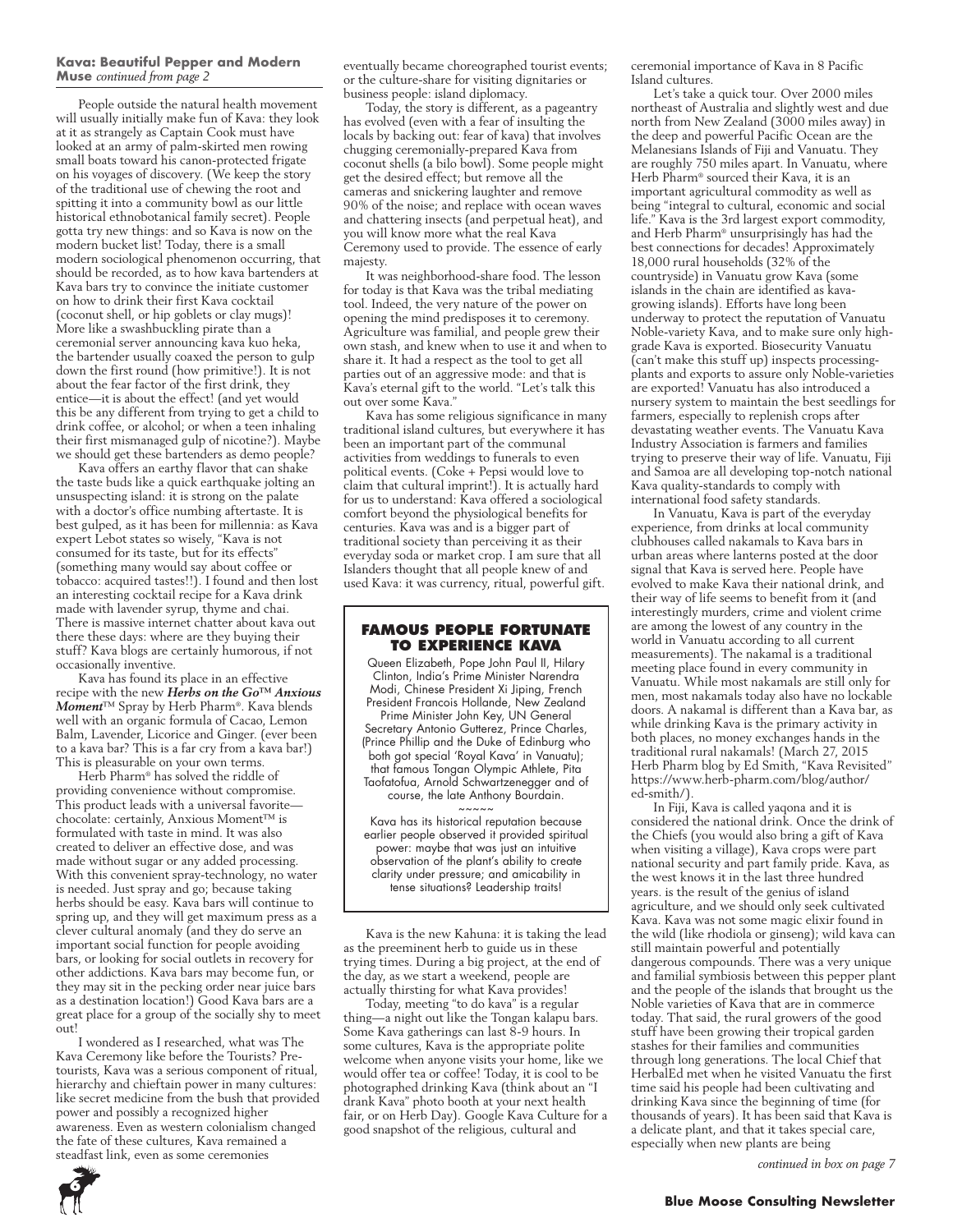**Kava: Beautiful Pepper and Modern Muse** *continued from page 2*

People outside the natural health movement will usually initially make fun of Kava: they look at it as strangely as Captain Cook must have looked at an army of palm-skirted men rowing small boats toward his canon-protected frigate on his voyages of discovery. (We keep the story of the traditional use of chewing the root and spitting it into a community bowl as our little historical ethnobotanical family secret). People gotta try new things: and so Kava is now on the modern bucket list! Today, there is a small modern sociological phenomenon occurring, that should be recorded, as to how kava bartenders at Kava bars try to convince the initiate customer on how to drink their first Kava cocktail (coconut shell, or hip goblets or clay mugs)! More like a swashbuckling pirate than a ceremonial server announcing kava kuo heka, the bartender usually coaxed the person to gulp down the first round (how primitive!). It is not about the fear factor of the first drink, they entice—it is about the effect! (and yet would this be any different from trying to get a child to drink coffee, or alcohol; or when a teen inhaling their first mismanaged gulp of nicotine?). Maybe we should get these bartenders as demo people?

Kava offers an earthy flavor that can shake the taste buds like a quick earthquake jolting an unsuspecting island: it is strong on the palate with a doctor's office numbing aftertaste. It is best gulped, as it has been for millennia: as Kava expert Lebot states so wisely, "Kava is not consumed for its taste, but for its effects" (something many would say about coffee or tobacco: acquired tastes!!). I found and then lost an interesting cocktail recipe for a Kava drink made with lavender syrup, thyme and chai. There is massive internet chatter about kava out there these days: where are they buying their stuff? Kava blogs are certainly humorous, if not occasionally inventive.

Kava has found its place in an effective recipe with the new ***Herbs on the Go™ Anxious Moment***™ Spray by Herb Pharm®. Kava blends well with an organic formula of Cacao, Lemon Balm, Lavender, Licorice and Ginger. (ever been to a kava bar? This is a far cry from a kava bar!) This is pleasurable on your own terms.

Herb Pharm® has solved the riddle of providing convenience without compromise. This product leads with a universal favorite—chocolate: certainly, Anxious Moment™ is formulated with taste in mind. It was also created to deliver an effective dose, and was made without sugar or any added processing. With this convenient spray-technology, no water is needed. Just spray and go; because taking herbs should be easy. Kava bars will continue to spring up, and they will get maximum press as a clever cultural anomaly (and they do serve an important social function for people avoiding bars, or looking for social outlets in recovery for other addictions. Kava bars may become fun, or they may sit in the pecking order near juice bars as a destination location!) Good Kava bars are a great place for a group of the socially shy to meet out!

I wondered as I researched, what was The Kava Ceremony like before the Tourists? Pre-tourists, Kava was a serious component of ritual, hierarchy and chieftain power in many cultures: like secret medicine from the bush that provided power and possibly a recognized higher awareness. Even as western colonialism changed the fate of these cultures, Kava remained a steadfast link, even as some ceremonies eventually became choreographed tourist events; or the culture-share for visiting dignitaries or business people: island diplomacy.

Today, the story is different, as a pageantry has evolved (even with a fear of insulting the locals by backing out: fear of kava) that involves chugging ceremonially-prepared Kava from coconut shells (a bilo bowl). Some people might get the desired effect; but remove all the cameras and snickering laughter and remove 90% of the noise; and replace with ocean waves and chattering insects (and perpetual heat), and you will know more what the real Kava Ceremony used to provide. The essence of early majesty.

It was neighborhood-share food. The lesson for today is that Kava was the tribal mediating tool. Indeed, the very nature of the power on opening the mind predisposes it to ceremony. Agriculture was familial, and people grew their own stash, and knew when to use it and when to share it. It had a respect as the tool to get all parties out of an aggressive mode: and that is Kava's eternal gift to the world. "Let's talk this out over some Kava."

Kava has some religious significance in many traditional island cultures, but everywhere it has been an important part of the communal activities from weddings to funerals to even political events. (Coke + Pepsi would love to claim that cultural imprint!). It is actually hard for us to understand: Kava offered a sociological comfort beyond the physiological benefits for centuries. Kava was and is a bigger part of traditional society than perceiving it as their everyday soda or market crop. I am sure that all Islanders thought that all people knew of and used Kava: it was currency, ritual, powerful gift.

> **FAMOUS PEOPLE FORTUNATE TO EXPERIENCE KAVA**
>
> Queen Elizabeth, Pope John Paul II, Hilary Clinton, India's Prime Minister Narendra Modi, Chinese President Xi Jiping, French President Francois Hollande, New Zealand Prime Minister John Key, UN General Secretary Antonio Gutterez, Prince Charles, (Prince Phillip and the Duke of Edinburg who both got special 'Royal Kava' in Vanuatu); that famous Tongan Olympic Athlete, Pita Taofatofua, Arnold Schwartzenegger and of course, the late Anthony Bourdain.
>
> ~~~~~
>
> Kava has its historical reputation because earlier people observed it provided spiritual power: maybe that was just an intuitive observation of the plant's ability to create clarity under pressure; and amicability in tense situations? Leadership traits!

Kava is the new Kahuna: it is taking the lead as the preeminent herb to guide us in these trying times. During a big project, at the end of the day, as we start a weekend, people are actually thirsting for what Kava provides!

Today, meeting "to do kava" is a regular thing—a night out like the Tongan kalapu bars. Some Kava gatherings can last 8-9 hours. In some cultures, Kava is the appropriate polite welcome when anyone visits your home, like we would offer tea or coffee! Today, it is cool to be photographed drinking Kava (think about an "I drank Kava" photo booth at your next health fair, or on Herb Day). Google Kava Culture for a good snapshot of the religious, cultural and ceremonial importance of Kava in 8 Pacific Island cultures.

Let's take a quick tour. Over 2000 miles northeast of Australia and slightly west and due north from New Zealand (3000 miles away) in the deep and powerful Pacific Ocean are the Melanesians Islands of Fiji and Vanuatu. They are roughly 750 miles apart. In Vanuatu, where Herb Pharm® sourced their Kava, it is an important agricultural commodity as well as being "integral to cultural, economic and social life." Kava is the 3rd largest export commodity, and Herb Pharm® unsurprisingly has had the best connections for decades! Approximately 18,000 rural households (32% of the countryside) in Vanuatu grow Kava (some islands in the chain are identified as kava-growing islands). Efforts have long been underway to protect the reputation of Vanuatu Noble-variety Kava, and to make sure only high-grade Kava is exported. Biosecurity Vanuatu (can't make this stuff up) inspects processing-plants and exports to assure only Noble-varieties are exported! Vanuatu has also introduced a nursery system to maintain the best seedlings for farmers, especially to replenish crops after devastating weather events. The Vanuatu Kava Industry Association is farmers and families trying to preserve their way of life. Vanuatu, Fiji and Samoa are all developing top-notch national Kava quality-standards to comply with international food safety standards.

In Vanuatu, Kava is part of the everyday experience, from drinks at local community clubhouses called nakamals to Kava bars in urban areas where lanterns posted at the door signal that Kava is served here. People have evolved to make Kava their national drink, and their way of life seems to benefit from it (and interestingly murders, crime and violent crime are among the lowest of any country in the world in Vanuatu according to all current measurements). The nakamal is a traditional meeting place found in every community in Vanuatu. While most nakamals are still only for men, most nakamals today also have no lockable doors. A nakamal is different than a Kava bar, as while drinking Kava is the primary activity in both places, no money exchanges hands in the traditional rural nakamals! (March 27, 2015 Herb Pharm blog by Ed Smith, "Kava Revisited" https://www.herb-pharm.com/blog/author/ed-smith/).

In Fiji, Kava is called yaqona and it is considered the national drink. Once the drink of the Chiefs (you would also bring a gift of Kava when visiting a village), Kava crops were part national security and part family pride. Kava, as the west knows it in the last three hundred years. is the result of the genius of island agriculture, and we should only seek cultivated Kava. Kava was not some magic elixir found in the wild (like rhodiola or ginseng); wild kava can still maintain powerful and potentially dangerous compounds. There was a very unique and familial symbiosis between this pepper plant and the people of the islands that brought us the Noble varieties of Kava that are in commerce today. That said, the rural growers of the good stuff have been growing their tropical garden stashes for their families and communities through long generations. The local Chief that HerbalEd met when he visited Vanuatu the first time said his people had been cultivating and drinking Kava since the beginning of time (for thousands of years). It has been said that Kava is a delicate plant, and that it takes special care, especially when new plants are being

*continued in box on page 7*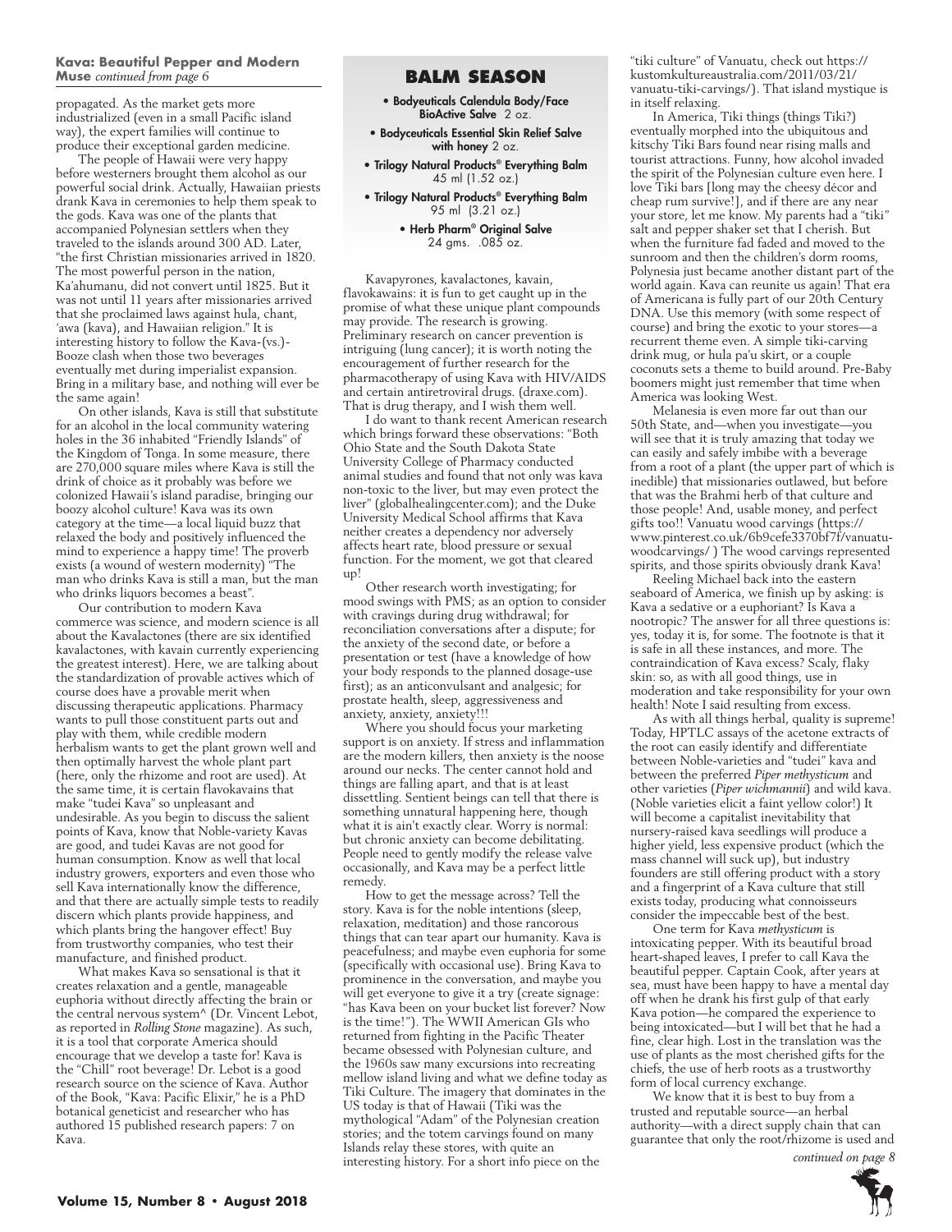**Kava: Beautiful Pepper and Modern Muse** *continued from page 6*

propagated. As the market gets more industrialized (even in a small Pacific island way), the expert families will continue to produce their exceptional garden medicine.

The people of Hawaii were very happy before westerners brought them alcohol as our powerful social drink. Actually, Hawaiian priests drank Kava in ceremonies to help them speak to the gods. Kava was one of the plants that accompanied Polynesian settlers when they traveled to the islands around 300 AD. Later, "the first Christian missionaries arrived in 1820. The most powerful person in the nation, Ka'ahumanu, did not convert until 1825. But it was not until 11 years after missionaries arrived that she proclaimed laws against hula, chant, 'awa (kava), and Hawaiian religion." It is interesting history to follow the Kava-(vs.)-Booze clash when those two beverages eventually met during imperialist expansion. Bring in a military base, and nothing will ever be the same again!

On other islands, Kava is still that substitute for an alcohol in the local community watering holes in the 36 inhabited "Friendly Islands" of the Kingdom of Tonga. In some measure, there are 270,000 square miles where Kava is still the drink of choice as it probably was before we colonized Hawaii's island paradise, bringing our boozy alcohol culture! Kava was its own category at the time—a local liquid buzz that relaxed the body and positively influenced the mind to experience a happy time! The proverb exists (a wound of western modernity) "The man who drinks Kava is still a man, but the man who drinks liquors becomes a beast".

Our contribution to modern Kava commerce was science, and modern science is all about the Kavalactones (there are six identified kavalactones, with kavain currently experiencing the greatest interest). Here, we are talking about the standardization of provable actives which of course does have a provable merit when discussing therapeutic applications. Pharmacy wants to pull those constituent parts out and play with them, while credible modern herbalism wants to get the plant grown well and then optimally harvest the whole plant part (here, only the rhizome and root are used). At the same time, it is certain flavokavains that make "tudei Kava" so unpleasant and undesirable. As you begin to discuss the salient points of Kava, know that Noble-variety Kavas are good, and tudei Kavas are not good for human consumption. Know as well that local industry growers, exporters and even those who sell Kava internationally know the difference, and that there are actually simple tests to readily discern which plants provide happiness, and which plants bring the hangover effect! Buy from trustworthy companies, who test their manufacture, and finished product.

What makes Kava so sensational is that it creates relaxation and a gentle, manageable euphoria without directly affecting the brain or the central nervous system^ (Dr. Vincent Lebot, as reported in *Rolling Stone* magazine). As such, it is a tool that corporate America should encourage that we develop a taste for! Kava is the "Chill" root beverage! Dr. Lebot is a good research source on the science of Kava. Author of the Book, "Kava: Pacific Elixir," he is a PhD botanical geneticist and researcher who has authored 15 published research papers: 7 on Kava.

## BALM SEASON

- **Bodyeuticals Calendula Body/Face BioActive Salve** 2 oz.
- **Bodyceuticals Essential Skin Relief Salve with honey** 2 oz.
- **Trilogy Natural Products® Everything Balm** 45 ml (1.52 oz.)
- **Trilogy Natural Products® Everything Balm** 95 ml (3.21 oz.)
- **Herb Pharm® Original Salve** 24 gms. .085 oz.

Kavapyrones, kavalactones, kavain, flavokawains: it is fun to get caught up in the promise of what these unique plant compounds may provide. The research is growing. Preliminary research on cancer prevention is intriguing (lung cancer); it is worth noting the encouragement of further research for the pharmacotherapy of using Kava with HIV/AIDS and certain antiretroviral drugs. (draxe.com). That is drug therapy, and I wish them well.

I do want to thank recent American research which brings forward these observations: "Both Ohio State and the South Dakota State University College of Pharmacy conducted animal studies and found that not only was kava non-toxic to the liver, but may even protect the liver" (globalhealingcenter.com); and the Duke University Medical School affirms that Kava neither creates a dependency nor adversely affects heart rate, blood pressure or sexual function. For the moment, we got that cleared up!

Other research worth investigating; for mood swings with PMS; as an option to consider with cravings during drug withdrawal; for reconciliation conversations after a dispute; for the anxiety of the second date, or before a presentation or test (have a knowledge of how your body responds to the planned dosage-use first); as an anticonvulsant and analgesic; for prostate health, sleep, aggressiveness and anxiety, anxiety, anxiety!!!

Where you should focus your marketing support is on anxiety. If stress and inflammation are the modern killers, then anxiety is the noose around our necks. The center cannot hold and things are falling apart, and that is at least dissettling. Sentient beings can tell that there is something unnatural happening here, though what it is ain't exactly clear. Worry is normal: but chronic anxiety can become debilitating. People need to gently modify the release valve occasionally, and Kava may be a perfect little remedy.

How to get the message across? Tell the story. Kava is for the noble intentions (sleep, relaxation, meditation) and those rancorous things that can tear apart our humanity. Kava is peacefulness; and maybe even euphoria for some (specifically with occasional use). Bring Kava to prominence in the conversation, and maybe you will get everyone to give it a try (create signage: "has Kava been on your bucket list forever? Now is the time!"). The WWII American GIs who returned from fighting in the Pacific Theater became obsessed with Polynesian culture, and the 1960s saw many excursions into recreating mellow island living and what we define today as Tiki Culture. The imagery that dominates in the US today is that of Hawaii (Tiki was the mythological "Adam" of the Polynesian creation stories; and the totem carvings found on many Islands relay these stores, with quite an interesting history. For a short info piece on the "tiki culture" of Vanuatu, check out https://kustomkultureaustralia.com/2011/03/21/vanuatu-tiki-carvings/). That island mystique is in itself relaxing.

In America, Tiki things (things Tiki?) eventually morphed into the ubiquitous and kitschy Tiki Bars found near rising malls and tourist attractions. Funny, how alcohol invaded the spirit of the Polynesian culture even here. I love Tiki bars [long may the cheesy décor and cheap rum survive!], and if there are any near your store, let me know. My parents had a "tiki" salt and pepper shaker set that I cherish. But when the furniture fad faded and moved to the sunroom and then the children's dorm rooms, Polynesia just became another distant part of the world again. Kava can reunite us again! That era of Americana is fully part of our 20th Century DNA. Use this memory (with some respect of course) and bring the exotic to your stores—a recurrent theme even. A simple tiki-carving drink mug, or hula pa'u skirt, or a couple coconuts sets a theme to build around. Pre-Baby boomers might just remember that time when America was looking West.

Melanesia is even more far out than our 50th State, and—when you investigate—you will see that it is truly amazing that today we can easily and safely imbibe with a beverage from a root of a plant (the upper part of which is inedible) that missionaries outlawed, but before that was the Brahmi herb of that culture and those people! And, usable money, and perfect gifts too!! Vanuatu wood carvings (https://www.pinterest.co.uk/6b9cefe3370bf7f/vanuatu-woodcarvings/ ) The wood carvings represented spirits, and those spirits obviously drank Kava!

Reeling Michael back into the eastern seaboard of America, we finish up by asking: is Kava a sedative or a euphoriant? Is Kava a nootropic? The answer for all three questions is: yes, today it is, for some. The footnote is that it is safe in all these instances, and more. The contraindication of Kava excess? Scaly, flaky skin: so, as with all good things, use in moderation and take responsibility for your own health! Note I said resulting from excess.

As with all things herbal, quality is supreme! Today, HPTLC assays of the acetone extracts of the root can easily identify and differentiate between Noble-varieties and "tudei" kava and between the preferred *Piper methysticum* and other varieties (*Piper wichmannii*) and wild kava. (Noble varieties elicit a faint yellow color!) It will become a capitalist inevitability that nursery-raised kava seedlings will produce a higher yield, less expensive product (which the mass channel will suck up), but industry founders are still offering product with a story and a fingerprint of a Kava culture that still exists today, producing what connoisseurs consider the impeccable best of the best.

One term for Kava *methysticum* is intoxicating pepper. With its beautiful broad heart-shaped leaves, I prefer to call Kava the beautiful pepper. Captain Cook, after years at sea, must have been happy to have a mental day off when he drank his first gulp of that early Kava potion—he compared the experience to being intoxicated—but I will bet that he had a fine, clear high. Lost in the translation was the use of plants as the most cherished gifts for the chiefs, the use of herb roots as a trustworthy form of local currency exchange.

We know that it is best to buy from a trusted and reputable source—an herbal authority—with a direct supply chain that can guarantee that only the root/rhizome is used and

*continued on page 8*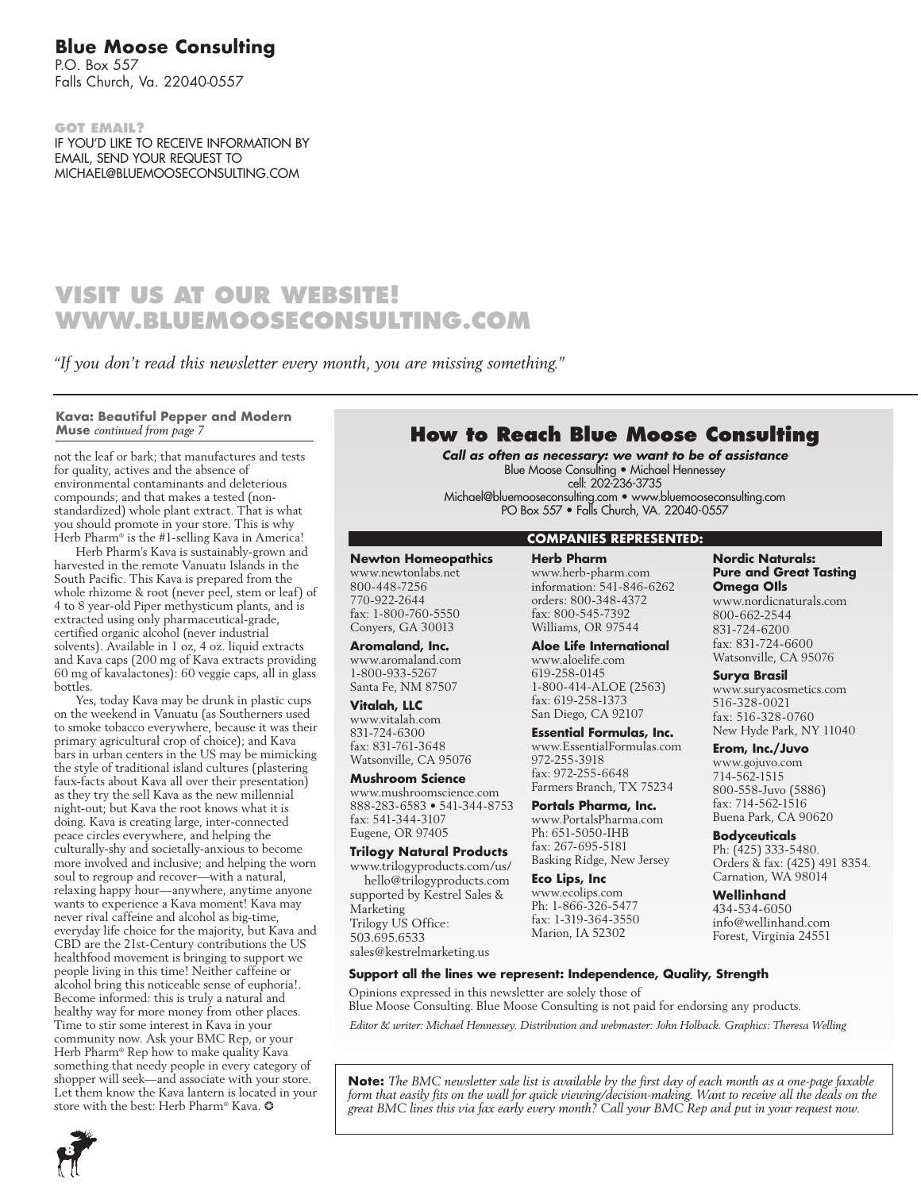**Blue Moose Consulting**
P.O. Box 557
Falls Church, Va. 22040-0557

**GOT EMAIL?**
IF YOU'D LIKE TO RECEIVE INFORMATION BY EMAIL, SEND YOUR REQUEST TO MICHAEL@BLUEMOOSECONSULTING.COM

## VISIT US AT OUR WEBSITE! WWW.BLUEMOOSECONSULTING.COM

*"If you don't read this newsletter every month, you are missing something."*

### Kava: Beautiful Pepper and Modern Muse *continued from page 7*

not the leaf or bark; that manufactures and tests for quality, actives and the absence of environmental contaminants and deleterious compounds; and that makes a tested (non-standardized) whole plant extract. That is what you should promote in your store. This is why Herb Pharm® is the #1-selling Kava in America!

Herb Pharm's Kava is sustainably-grown and harvested in the remote Vanuatu Islands in the South Pacific. This Kava is prepared from the whole rhizome & root (never peel, stem or leaf) of 4 to 8 year-old Piper methysticum plants, and is extracted using only pharmaceutical-grade, certified organic alcohol (never industrial solvents). Available in 1 oz, 4 oz. liquid extracts and Kava caps (200 mg of Kava extracts providing 60 mg of kavalactones): 60 veggie caps, all in glass bottles.

Yes, today Kava may be drunk in plastic cups on the weekend in Vanuatu (as Southerners used to smoke tobacco everywhere, because it was their primary agricultural crop of choice); and Kava bars in urban centers in the US may be mimicking the style of traditional island cultures (plastering faux-facts about Kava all over their presentation) as they try the sell Kava as the new millennial night-out; but Kava the root knows what it is doing. Kava is creating large, inter-connected peace circles everywhere, and helping the culturally-shy and societally-anxious to become more involved and inclusive; and helping the worn soul to regroup and recover—with a natural, relaxing happy hour—anywhere, anytime anyone wants to experience a Kava moment! Kava may never rival caffeine and alcohol as big-time, everyday life choice for the majority, but Kava and CBD are the 21st-Century contributions the US healthfood movement is bringing to support we people living in this time! Neither caffeine or alcohol bring this noticeable sense of euphoria!. Become informed: this is truly a natural and healthy way for more money from other places. Time to stir some interest in Kava in your community now. Ask your BMC Rep, or your Herb Pharm® Rep how to make quality Kava something that needy people in every category of shopper will seek—and associate with your store. Let them know the Kava lantern is located in your store with the best: Herb Pharm® Kava. ✪

## How to Reach Blue Moose Consulting

***Call as often as necessary: we want to be of assistance***
Blue Moose Consulting • Michael Hennessey
cell: 202-236-3735
Michael@bluemooseconsulting.com • www.bluemooseconsulting.com
PO Box 557 • Falls Church, VA. 22040-0557

### COMPANIES REPRESENTED:

**Newton Homeopathics**
www.newtonlabs.net
800-448-7256
770-922-2644
fax: 1-800-760-5550
Conyers, GA 30013

**Aromaland, Inc.**
www.aromaland.com
1-800-933-5267
Santa Fe, NM 87507

**Vitalah, LLC**
www.vitalah.com
831-724-6300
fax: 831-761-3648
Watsonville, CA 95076

**Mushroom Science**
www.mushroomscience.com
888-283-6583 • 541-344-8753
fax: 541-344-3107
Eugene, OR 97405

**Trilogy Natural Products**
www.trilogyproducts.com/us/
hello@trilogyproducts.com
supported by Kestrel Sales & Marketing
Trilogy US Office:
503.695.6533
sales@kestrelmarketing.us

**Herb Pharm**
www.herb-pharm.com
information: 541-846-6262
orders: 800-348-4372
fax: 800-545-7392
Williams, OR 97544

**Aloe Life International**
www.aloelife.com
619-258-0145
1-800-414-ALOE (2563)
fax: 619-258-1373
San Diego, CA 92107

**Essential Formulas, Inc.**
www.EssentialFormulas.com
972-255-3918
fax: 972-255-6648
Farmers Branch, TX 75234

**Portals Pharma, Inc.**
www.PortalsPharma.com
Ph: 651-5050-IHB
fax: 267-695-5181
Basking Ridge, New Jersey

**Eco Lips, Inc**
www.ecolips.com
Ph: 1-866-326-5477
fax: 1-319-364-3550
Marion, IA 52302

**Nordic Naturals: Pure and Great Tasting Omega OIls**
www.nordicnaturals.com
800-662-2544
831-724-6200
fax: 831-724-6600
Watsonville, CA 95076

**Surya Brasil**
www.suryacosmetics.com
516-328-0021
fax: 516-328-0760
New Hyde Park, NY 11040

**Erom, Inc./Juvo**
www.gojuvo.com
714-562-1515
800-558-Juvo (5886)
fax: 714-562-1516
Buena Park, CA 90620

**Bodyceuticals**
Ph: (425) 333-5480.
Orders & fax: (425) 491 8354.
Carnation, WA 98014

**Wellinhand**
434-534-6050
info@wellinhand.com
Forest, Virginia 24551

**Support all the lines we represent: Independence, Quality, Strength**

Opinions expressed in this newsletter are solely those of Blue Moose Consulting. Blue Moose Consulting is not paid for endorsing any products.

*Editor & writer: Michael Hennessey. Distribution and webmaster: John Holback. Graphics: Theresa Welling*

**Note:** *The BMC newsletter sale list is available by the first day of each month as a one-page faxable form that easily fits on the wall for quick viewing/decision-making. Want to receive all the deals on the great BMC lines this via fax early every month? Call your BMC Rep and put in your request now.*